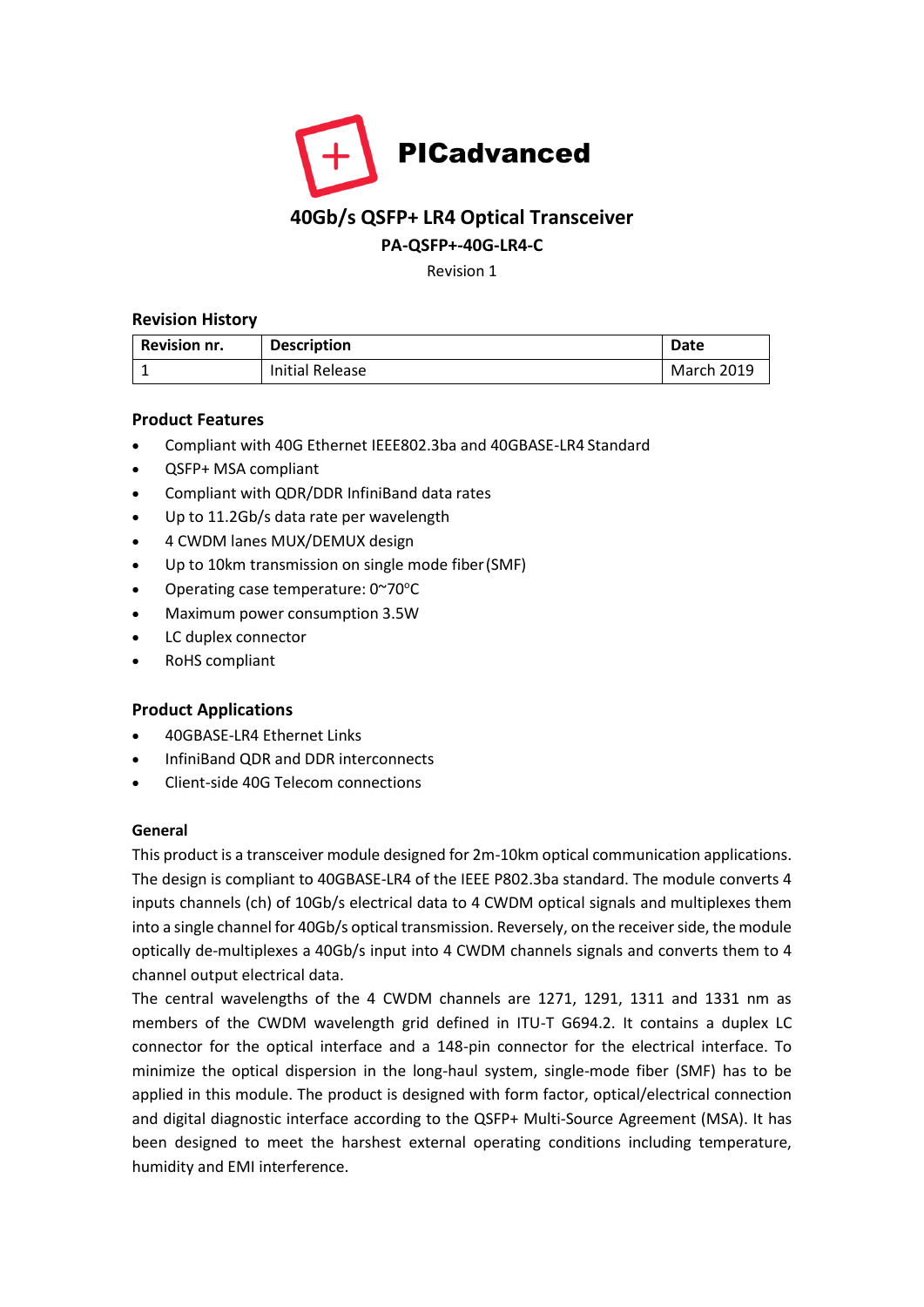PICadvanced

# 40Gb/s QSFP+ LR4 Optical Transceiver

## PA-QSFP+-40G-LR4-C

Revision 1

### Revision History

| Revision nr. | Description | Date |
| --- | --- | --- |
| 1 | Initial Release | March 2019 |

### Product Features

- Compliant with 40G Ethernet IEEE802.3ba and 40GBASE-LR4 Standard
- QSFP+ MSA compliant
- Compliant with QDR/DDR InfiniBand data rates
- Up to 11.2Gb/s data rate per wavelength
- 4 CWDM lanes MUX/DEMUX design
- Up to 10km transmission on single mode fiber (SMF)
- Operating case temperature: 0~70°C
- Maximum power consumption 3.5W
- LC duplex connector
- RoHS compliant

### Product Applications

- 40GBASE-LR4 Ethernet Links
- InfiniBand QDR and DDR interconnects
- Client-side 40G Telecom connections

### General

This product is a transceiver module designed for 2m-10km optical communication applications. The design is compliant to 40GBASE-LR4 of the IEEE P802.3ba standard. The module converts 4 inputs channels (ch) of 10Gb/s electrical data to 4 CWDM optical signals and multiplexes them into a single channel for 40Gb/s optical transmission. Reversely, on the receiver side, the module optically de-multiplexes a 40Gb/s input into 4 CWDM channels signals and converts them to 4 channel output electrical data.

The central wavelengths of the 4 CWDM channels are 1271, 1291, 1311 and 1331 nm as members of the CWDM wavelength grid defined in ITU-T G694.2. It contains a duplex LC connector for the optical interface and a 148-pin connector for the electrical interface. To minimize the optical dispersion in the long-haul system, single-mode fiber (SMF) has to be applied in this module. The product is designed with form factor, optical/electrical connection and digital diagnostic interface according to the QSFP+ Multi-Source Agreement (MSA). It has been designed to meet the harshest external operating conditions including temperature, humidity and EMI interference.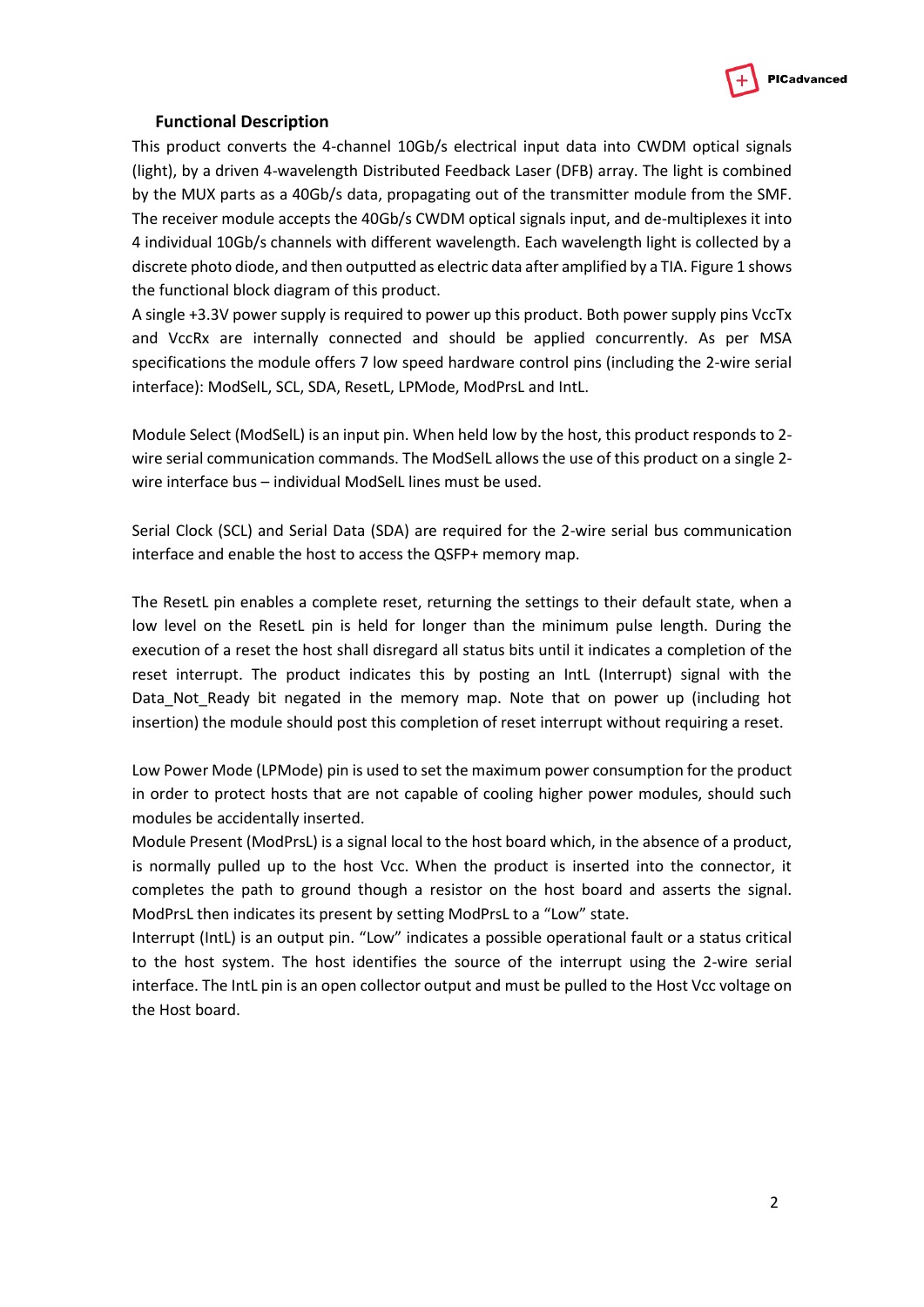## Functional Description

This product converts the 4-channel 10Gb/s electrical input data into CWDM optical signals (light), by a driven 4-wavelength Distributed Feedback Laser (DFB) array. The light is combined by the MUX parts as a 40Gb/s data, propagating out of the transmitter module from the SMF. The receiver module accepts the 40Gb/s CWDM optical signals input, and de-multiplexes it into 4 individual 10Gb/s channels with different wavelength. Each wavelength light is collected by a discrete photo diode, and then outputted as electric data after amplified by a TIA. Figure 1 shows the functional block diagram of this product.

A single +3.3V power supply is required to power up this product. Both power supply pins VccTx and VccRx are internally connected and should be applied concurrently. As per MSA specifications the module offers 7 low speed hardware control pins (including the 2-wire serial interface): ModSelL, SCL, SDA, ResetL, LPMode, ModPrsL and IntL.

Module Select (ModSelL) is an input pin. When held low by the host, this product responds to 2-wire serial communication commands. The ModSelL allows the use of this product on a single 2-wire interface bus – individual ModSelL lines must be used.

Serial Clock (SCL) and Serial Data (SDA) are required for the 2-wire serial bus communication interface and enable the host to access the QSFP+ memory map.

The ResetL pin enables a complete reset, returning the settings to their default state, when a low level on the ResetL pin is held for longer than the minimum pulse length. During the execution of a reset the host shall disregard all status bits until it indicates a completion of the reset interrupt. The product indicates this by posting an IntL (Interrupt) signal with the Data_Not_Ready bit negated in the memory map. Note that on power up (including hot insertion) the module should post this completion of reset interrupt without requiring a reset.

Low Power Mode (LPMode) pin is used to set the maximum power consumption for the product in order to protect hosts that are not capable of cooling higher power modules, should such modules be accidentally inserted.

Module Present (ModPrsL) is a signal local to the host board which, in the absence of a product, is normally pulled up to the host Vcc. When the product is inserted into the connector, it completes the path to ground though a resistor on the host board and asserts the signal. ModPrsL then indicates its present by setting ModPrsL to a “Low” state.

Interrupt (IntL) is an output pin. “Low” indicates a possible operational fault or a status critical to the host system. The host identifies the source of the interrupt using the 2-wire serial interface. The IntL pin is an open collector output and must be pulled to the Host Vcc voltage on the Host board.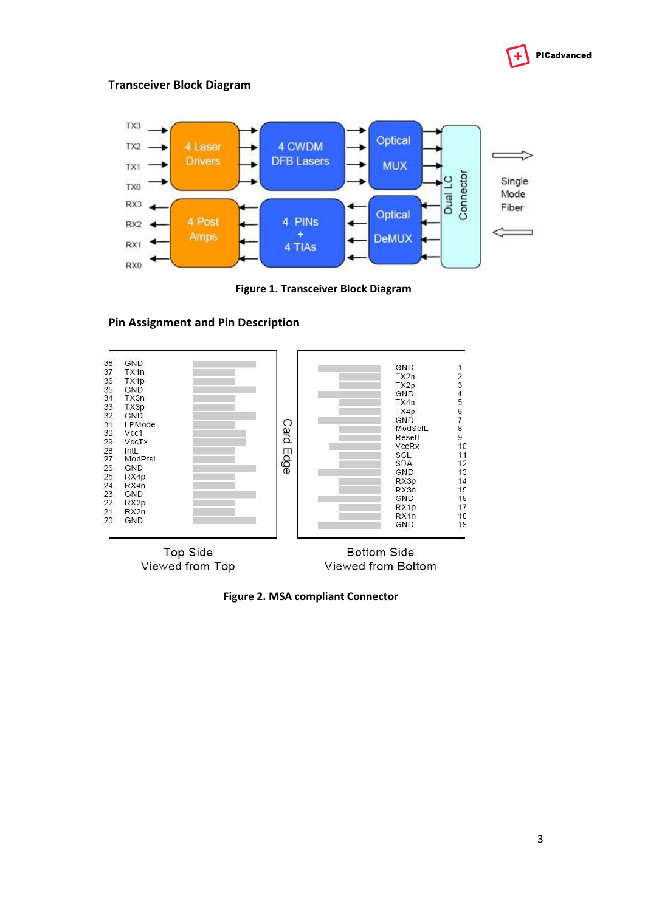## Transceiver Block Diagram

**Figure 1. Transceiver Block Diagram**

## Pin Assignment and Pin Description

**Figure 2. MSA compliant Connector**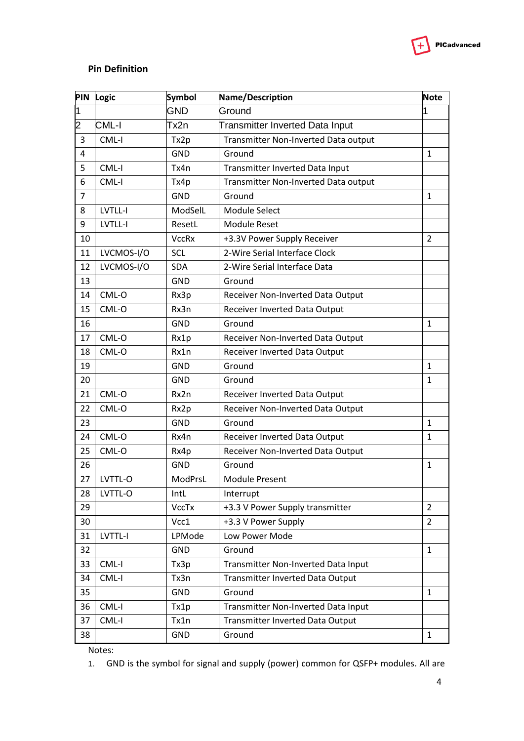## Pin Definition

| PIN | Logic | Symbol | Name/Description | Note |
|---|---|---|---|---|
| 1 | | GND | Ground | 1 |
| 2 | CML-I | Tx2n | Transmitter Inverted Data Input | |
| 3 | CML-I | Tx2p | Transmitter Non-Inverted Data output | |
| 4 | | GND | Ground | 1 |
| 5 | CML-I | Tx4n | Transmitter Inverted Data Input | |
| 6 | CML-I | Tx4p | Transmitter Non-Inverted Data output | |
| 7 | | GND | Ground | 1 |
| 8 | LVTLL-I | ModSelL | Module Select | |
| 9 | LVTLL-I | ResetL | Module Reset | |
| 10 | | VccRx | +3.3V Power Supply Receiver | 2 |
| 11 | LVCMOS-I/O | SCL | 2-Wire Serial Interface Clock | |
| 12 | LVCMOS-I/O | SDA | 2-Wire Serial Interface Data | |
| 13 | | GND | Ground | |
| 14 | CML-O | Rx3p | Receiver Non-Inverted Data Output | |
| 15 | CML-O | Rx3n | Receiver Inverted Data Output | |
| 16 | | GND | Ground | 1 |
| 17 | CML-O | Rx1p | Receiver Non-Inverted Data Output | |
| 18 | CML-O | Rx1n | Receiver Inverted Data Output | |
| 19 | | GND | Ground | 1 |
| 20 | | GND | Ground | 1 |
| 21 | CML-O | Rx2n | Receiver Inverted Data Output | |
| 22 | CML-O | Rx2p | Receiver Non-Inverted Data Output | |
| 23 | | GND | Ground | 1 |
| 24 | CML-O | Rx4n | Receiver Inverted Data Output | 1 |
| 25 | CML-O | Rx4p | Receiver Non-Inverted Data Output | |
| 26 | | GND | Ground | 1 |
| 27 | LVTTL-O | ModPrsL | Module Present | |
| 28 | LVTTL-O | IntL | Interrupt | |
| 29 | | VccTx | +3.3 V Power Supply transmitter | 2 |
| 30 | | Vcc1 | +3.3 V Power Supply | 2 |
| 31 | LVTTL-I | LPMode | Low Power Mode | |
| 32 | | GND | Ground | 1 |
| 33 | CML-I | Tx3p | Transmitter Non-Inverted Data Input | |
| 34 | CML-I | Tx3n | Transmitter Inverted Data Output | |
| 35 | | GND | Ground | 1 |
| 36 | CML-I | Tx1p | Transmitter Non-Inverted Data Input | |
| 37 | CML-I | Tx1n | Transmitter Inverted Data Output | |
| 38 | | GND | Ground | 1 |

Notes:

1. GND is the symbol for signal and supply (power) common for QSFP+ modules. All are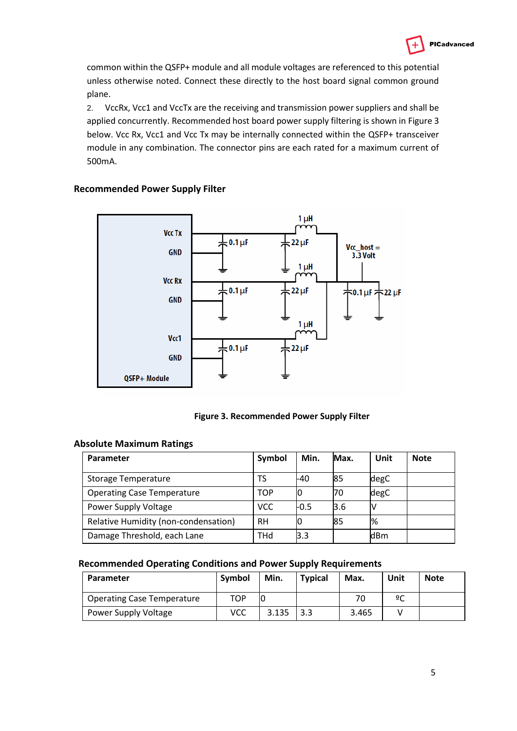common within the QSFP+ module and all module voltages are referenced to this potential unless otherwise noted. Connect these directly to the host board signal common ground plane.

2. VccRx, Vcc1 and VccTx are the receiving and transmission power suppliers and shall be applied concurrently. Recommended host board power supply filtering is shown in Figure 3 below. Vcc Rx, Vcc1 and Vcc Tx may be internally connected within the QSFP+ transceiver module in any combination. The connector pins are each rated for a maximum current of 500mA.

### Recommended Power Supply Filter

Figure 3. Recommended Power Supply Filter

### Absolute Maximum Ratings

| Parameter | Symbol | Min. | Max. | Unit | Note |
|---|---|---|---|---|---|
| Storage Temperature | TS | -40 | 85 | degC | |
| Operating Case Temperature | TOP | 0 | 70 | degC | |
| Power Supply Voltage | VCC | -0.5 | 3.6 | V | |
| Relative Humidity (non-condensation) | RH | 0 | 85 | % | |
| Damage Threshold, each Lane | THd | 3.3 | | dBm | |

### Recommended Operating Conditions and Power Supply Requirements

| Parameter | Symbol | Min. | Typical | Max. | Unit | Note |
|---|---|---|---|---|---|---|
| Operating Case Temperature | TOP | 0 | | 70 | ºC | |
| Power Supply Voltage | VCC | 3.135 | 3.3 | 3.465 | V | |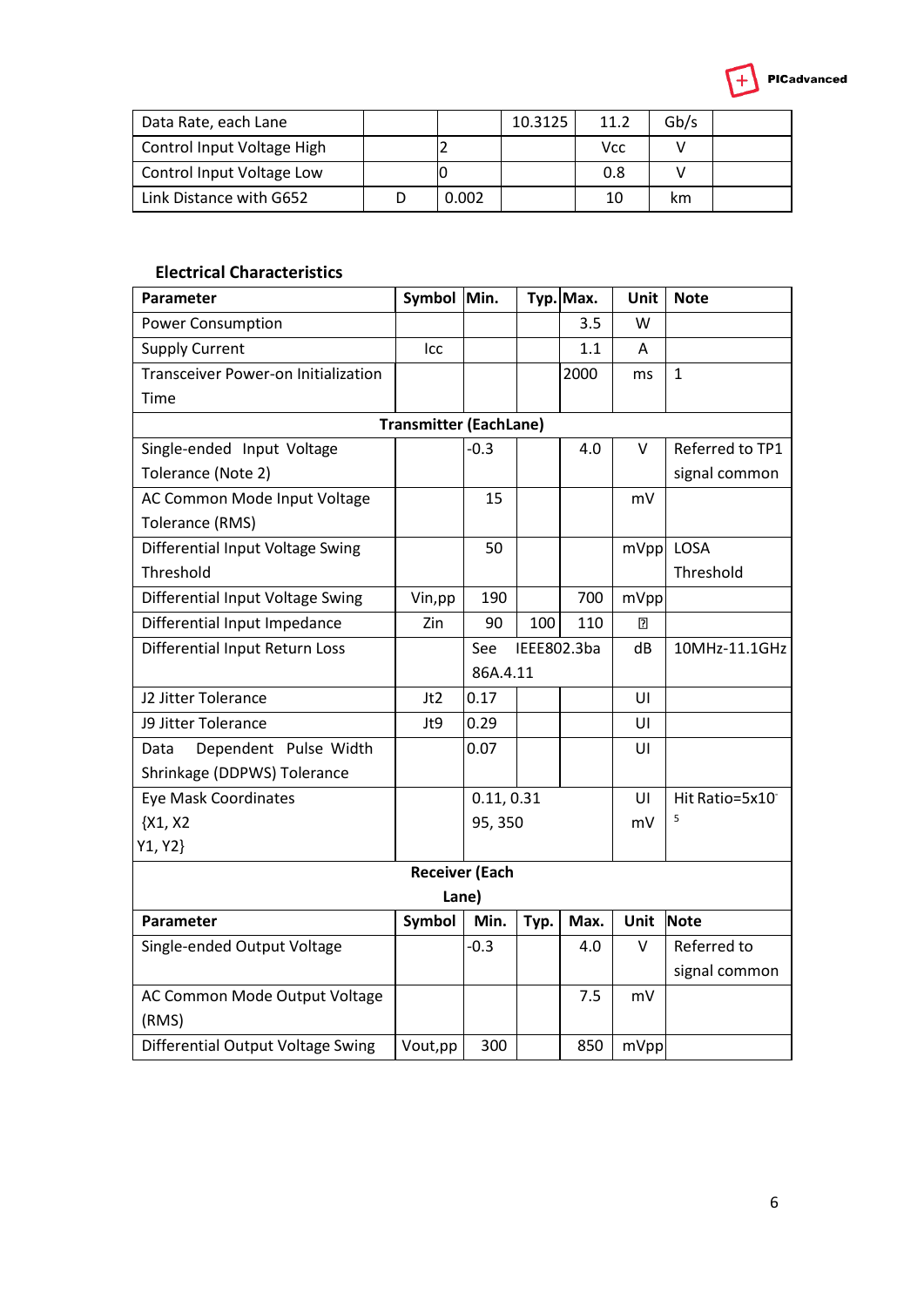| Data Rate, each Lane | | | 10.3125 | 11.2 | Gb/s | |
|---|---|---|---|---|---|---|
| Control Input Voltage High | | 2 | | Vcc | V | |
| Control Input Voltage Low | | 0 | | 0.8 | V | |
| Link Distance with G652 | D | 0.002 | | 10 | km | |

### Electrical Characteristics

| Parameter | Symbol | Min. | Typ. | Max. | Unit | Note |
|---|---|---|---|---|---|---|
| Power Consumption | | | | 3.5 | W | |
| Supply Current | Icc | | | 1.1 | A | |
| Transceiver Power-on Initialization Time | | | | 2000 | ms | 1 |
| **Transmitter (EachLane)** | | | | | | |
| Single-ended Input Voltage Tolerance (Note 2) | | -0.3 | | 4.0 | V | Referred to TP1 signal common |
| AC Common Mode Input Voltage Tolerance (RMS) | | 15 | | | mV | |
| Differential Input Voltage Swing Threshold | | 50 | | | mVpp | LOSA Threshold |
| Differential Input Voltage Swing | Vin,pp | 190 | | 700 | mVpp | |
| Differential Input Impedance | Zin | 90 | 100 | 110 | Ω | |
| Differential Input Return Loss | | See IEEE802.3ba 86A.4.11 | | | dB | 10MHz-11.1GHz |
| J2 Jitter Tolerance | Jt2 | 0.17 | | | UI | |
| J9 Jitter Tolerance | Jt9 | 0.29 | | | UI | |
| Data Dependent Pulse Width Shrinkage (DDPWS) Tolerance | | 0.07 | | | UI | |
| Eye Mask Coordinates {X1, X2 Y1, Y2} | | 0.11, 0.31 95, 350 | | | UI mV | Hit Ratio=5x10$^{-5}$ |
| **Receiver (Each Lane)** | | | | | | |
| **Parameter** | **Symbol** | **Min.** | **Typ.** | **Max.** | **Unit** | **Note** |
| Single-ended Output Voltage | | -0.3 | | 4.0 | V | Referred to signal common |
| AC Common Mode Output Voltage (RMS) | | | | 7.5 | mV | |
| Differential Output Voltage Swing | Vout,pp | 300 | | 850 | mVpp | |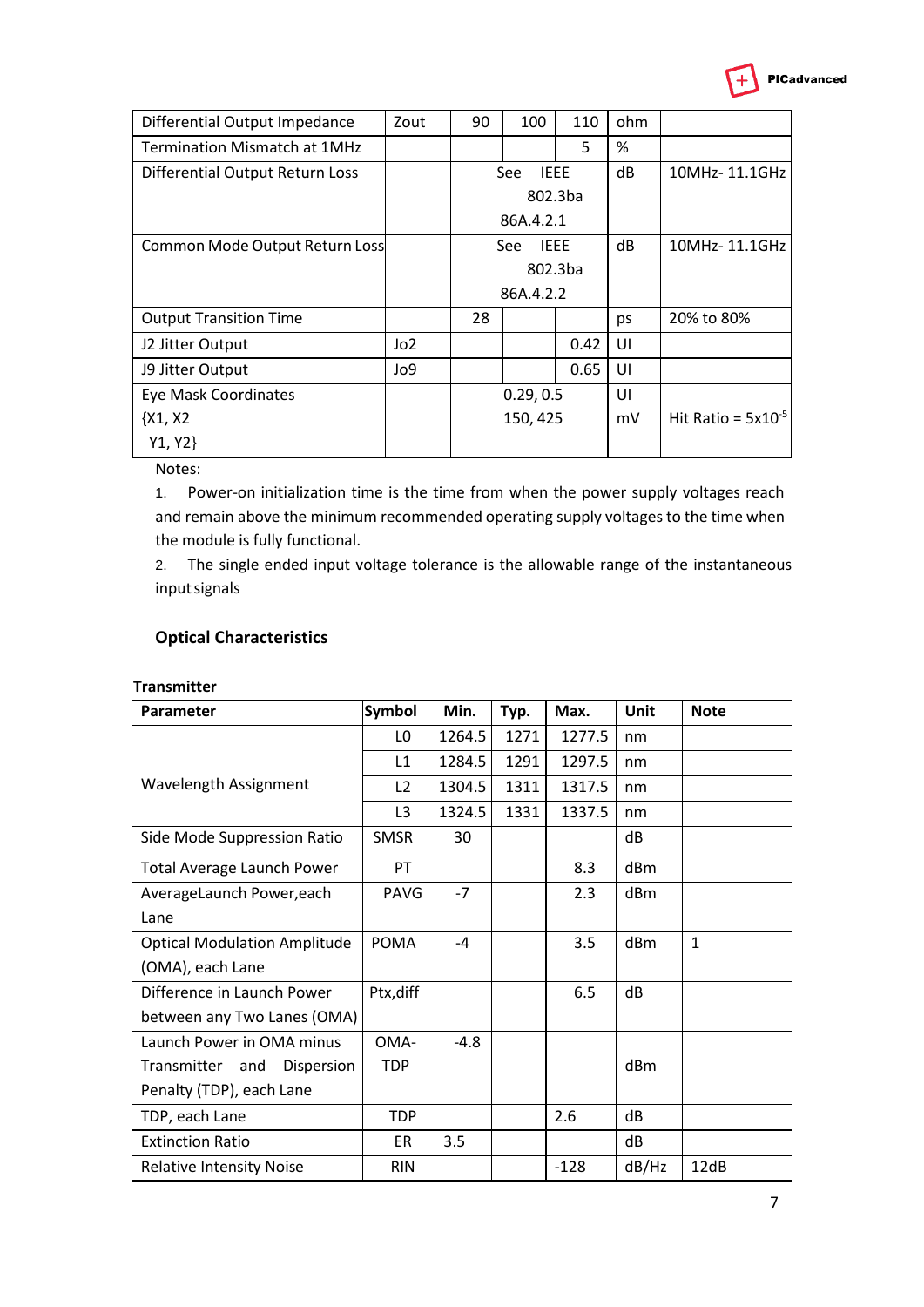| Differential Output Impedance | Zout | 90 | 100 | 110 | ohm | |
|---|---|---|---|---|---|---|
| Termination Mismatch at 1MHz | | | | 5 | % | |
| Differential Output Return Loss | | See IEEE 802.3ba 86A.4.2.1 | | | dB | 10MHz- 11.1GHz |
| Common Mode Output Return Loss | | See IEEE 802.3ba 86A.4.2.2 | | | dB | 10MHz- 11.1GHz |
| Output Transition Time | | 28 | | | ps | 20% to 80% |
| J2 Jitter Output | Jo2 | | | 0.42 | UI | |
| J9 Jitter Output | Jo9 | | | 0.65 | UI | |
| Eye Mask Coordinates {X1, X2 Y1, Y2} | | 0.29, 0.5 150, 425 | | | UI mV | Hit Ratio = $5x10^{-5}$ |

Notes:

1. Power-on initialization time is the time from when the power supply voltages reach and remain above the minimum recommended operating supply voltages to the time when the module is fully functional.
2. The single ended input voltage tolerance is the allowable range of the instantaneous input signals

## Optical Characteristics

**Transmitter**

| **Parameter** | **Symbol** | **Min.** | **Typ.** | **Max.** | **Unit** | **Note** |
|---|---|---|---|---|---|---|
| Wavelength Assignment | L0 | 1264.5 | 1271 | 1277.5 | nm | |
| | L1 | 1284.5 | 1291 | 1297.5 | nm | |
| | L2 | 1304.5 | 1311 | 1317.5 | nm | |
| | L3 | 1324.5 | 1331 | 1337.5 | nm | |
| Side Mode Suppression Ratio | SMSR | 30 | | | dB | |
| Total Average Launch Power | PT | | | 8.3 | dBm | |
| AverageLaunch Power,each Lane | PAVG | -7 | | 2.3 | dBm | |
| Optical Modulation Amplitude (OMA), each Lane | POMA | -4 | | 3.5 | dBm | 1 |
| Difference in Launch Power between any Two Lanes (OMA) | Ptx,diff | | | 6.5 | dB | |
| Launch Power in OMA minus Transmitter and Dispersion Penalty (TDP), each Lane | OMA-TDP | -4.8 | | | dBm | |
| TDP, each Lane | TDP | | | 2.6 | dB | |
| Extinction Ratio | ER | 3.5 | | | dB | |
| Relative Intensity Noise | RIN | | | -128 | dB/Hz | 12dB |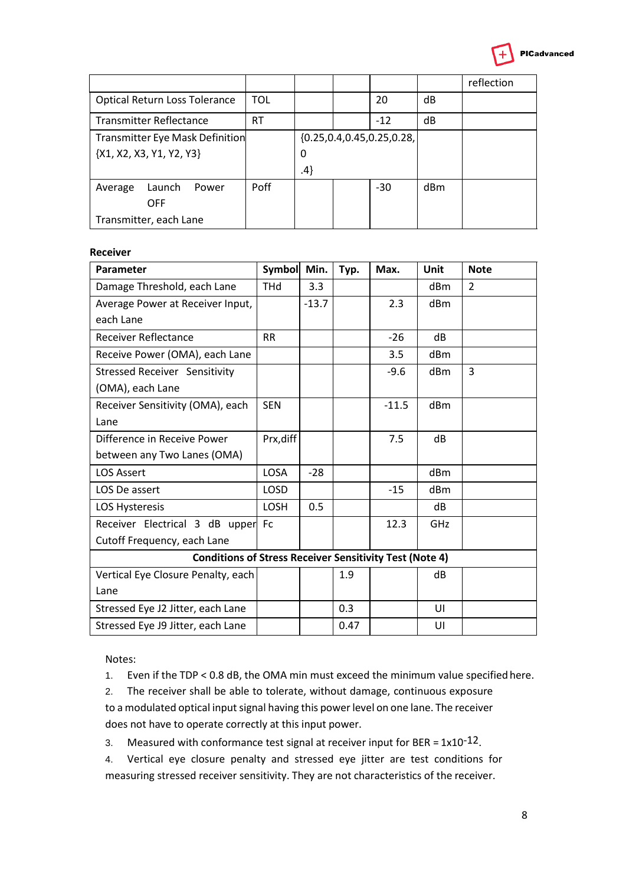|  |  |  |  |  |  | reflection |
|---|---|---|---|---|---|---|
| Optical Return Loss Tolerance | TOL |  |  | 20 | dB |  |
| Transmitter Reflectance | RT |  |  | -12 | dB |  |
| Transmitter Eye Mask Definition {X1, X2, X3, Y1, Y2, Y3} |  | {0.25,0.4,0.45,0.25,0.28, 0 .4} |  |  |  |  |
| Average Launch Power OFF Transmitter, each Lane | Poff |  |  | -30 | dBm |  |

**Receiver**

| Parameter | Symbol | Min. | Typ. | Max. | Unit | Note |
|---|---|---|---|---|---|---|
| Damage Threshold, each Lane | THd | 3.3 |  |  | dBm | 2 |
| Average Power at Receiver Input, each Lane |  | -13.7 |  | 2.3 | dBm |  |
| Receiver Reflectance | RR |  |  | -26 | dB |  |
| Receive Power (OMA), each Lane |  |  |  | 3.5 | dBm |  |
| Stressed Receiver Sensitivity (OMA), each Lane |  |  |  | -9.6 | dBm | 3 |
| Receiver Sensitivity (OMA), each Lane | SEN |  |  | -11.5 | dBm |  |
| Difference in Receive Power between any Two Lanes (OMA) | Prx,diff |  |  | 7.5 | dB |  |
| LOS Assert | LOSA | -28 |  |  | dBm |  |
| LOS De assert | LOSD |  |  | -15 | dBm |  |
| LOS Hysteresis | LOSH | 0.5 |  |  | dB |  |
| Receiver Electrical 3 dB upper Cutoff Frequency, each Lane | Fc |  |  | 12.3 | GHz |  |
| **Conditions of Stress Receiver Sensitivity Test (Note 4)** |  |  |  |  |  |  |
| Vertical Eye Closure Penalty, each Lane |  |  | 1.9 |  | dB |  |
| Stressed Eye J2 Jitter, each Lane |  |  | 0.3 |  | UI |  |
| Stressed Eye J9 Jitter, each Lane |  |  | 0.47 |  | UI |  |

Notes:

1. Even if the TDP < 0.8 dB, the OMA min must exceed the minimum value specified here.
2. The receiver shall be able to tolerate, without damage, continuous exposure to a modulated optical input signal having this power level on one lane. The receiver does not have to operate correctly at this input power.
3. Measured with conformance test signal at receiver input for BER = $1x10^{-12}$.
4. Vertical eye closure penalty and stressed eye jitter are test conditions for measuring stressed receiver sensitivity. They are not characteristics of the receiver.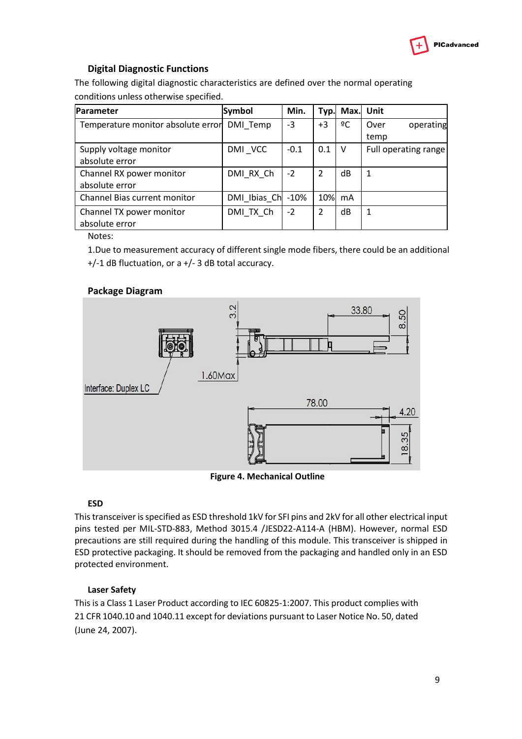## Digital Diagnostic Functions

The following digital diagnostic characteristics are defined over the normal operating conditions unless otherwise specified.

| Parameter | Symbol | Min. | Typ. | Max. | Unit |
|---|---|---|---|---|---|
| Temperature monitor absolute error | DMI_Temp | -3 | +3 | ºC | Over operating temp |
| Supply voltage monitor absolute error | DMI _VCC | -0.1 | 0.1 | V | Full operating range |
| Channel RX power monitor absolute error | DMI_RX_Ch | -2 | 2 | dB | 1 |
| Channel Bias current monitor | DMI_Ibias_Ch | -10% | 10% | mA | |
| Channel TX power monitor absolute error | DMI_TX_Ch | -2 | 2 | dB | 1 |

Notes:

1.Due to measurement accuracy of different single mode fibers, there could be an additional +/-1 dB fluctuation, or a +/- 3 dB total accuracy.

## Package Diagram

Interface: Duplex LC

3.2

1.60Max

33.80

8.50

78.00

4.20

18.35

**Figure 4. Mechanical Outline**

## ESD

This transceiver is specified as ESD threshold 1kV for SFI pins and 2kV for all other electrical input pins tested per MIL-STD-883, Method 3015.4 /JESD22-A114-A (HBM). However, normal ESD precautions are still required during the handling of this module. This transceiver is shipped in ESD protective packaging. It should be removed from the packaging and handled only in an ESD protected environment.

## Laser Safety

This is a Class 1 Laser Product according to IEC 60825-1:2007. This product complies with 21 CFR 1040.10 and 1040.11 except for deviations pursuant to Laser Notice No. 50, dated (June 24, 2007).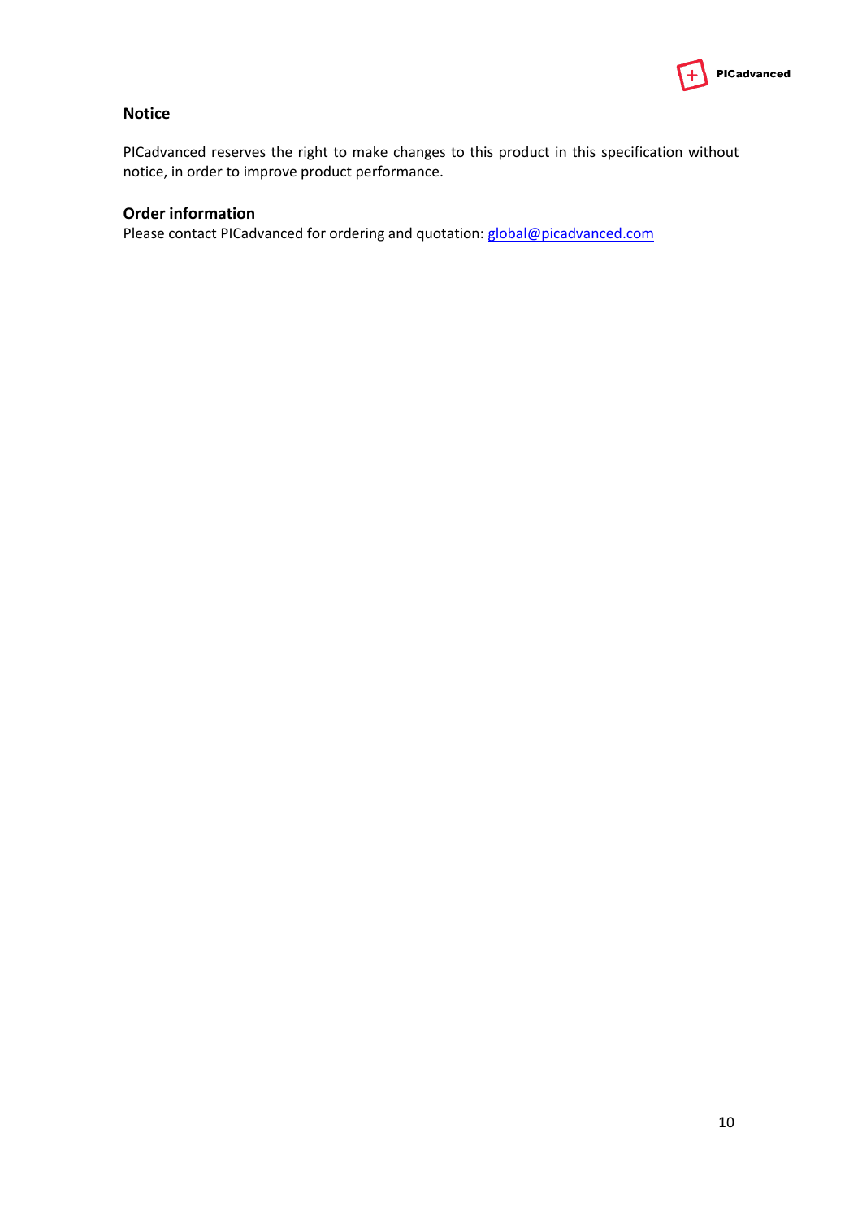## Notice

PICadvanced reserves the right to make changes to this product in this specification without notice, in order to improve product performance.

## Order information

Please contact PICadvanced for ordering and quotation: global@picadvanced.com